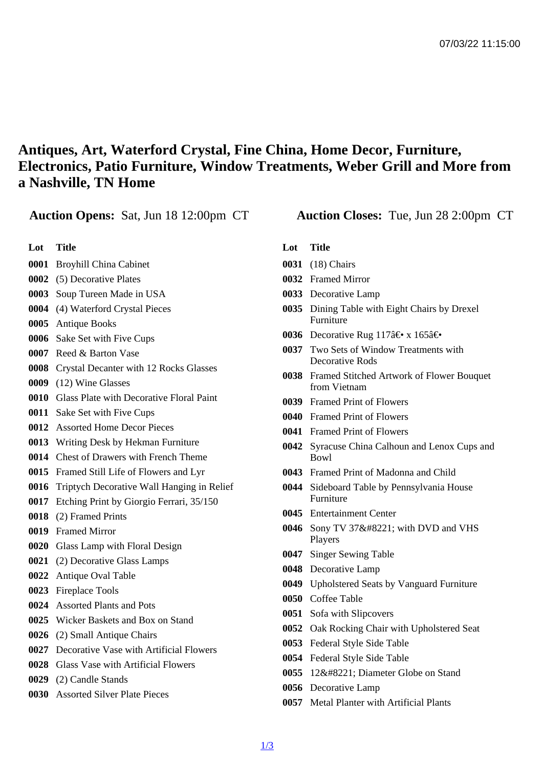# Antiques, Art, Waterford Crystal, Fine China, Home Decor, Furniture, Electronics, Patio Furniture, Window Treatments, Weber Grill and More from a Nashville, TN Home

**Auction Opens:** Sat, Jun 18 12:00pm CT **Auction Closes:** Tue, Jun 28 2:00pm CT

| Lot | Title |
|---|---|
| 0001 | Broyhill China Cabinet |
| 0002 | (5) Decorative Plates |
| 0003 | Soup Tureen Made in USA |
| 0004 | (4) Waterford Crystal Pieces |
| 0005 | Antique Books |
| 0006 | Sake Set with Five Cups |
| 0007 | Reed & Barton Vase |
| 0008 | Crystal Decanter with 12 Rocks Glasses |
| 0009 | (12) Wine Glasses |
| 0010 | Glass Plate with Decorative Floral Paint |
| 0011 | Sake Set with Five Cups |
| 0012 | Assorted Home Decor Pieces |
| 0013 | Writing Desk by Hekman Furniture |
| 0014 | Chest of Drawers with French Theme |
| 0015 | Framed Still Life of Flowers and Lyr |
| 0016 | Triptych Decorative Wall Hanging in Relief |
| 0017 | Etching Print by Giorgio Ferrari, 35/150 |
| 0018 | (2) Framed Prints |
| 0019 | Framed Mirror |
| 0020 | Glass Lamp with Floral Design |
| 0021 | (2) Decorative Glass Lamps |
| 0022 | Antique Oval Table |
| 0023 | Fireplace Tools |
| 0024 | Assorted Plants and Pots |
| 0025 | Wicker Baskets and Box on Stand |
| 0026 | (2) Small Antique Chairs |
| 0027 | Decorative Vase with Artificial Flowers |
| 0028 | Glass Vase with Artificial Flowers |
| 0029 | (2) Candle Stands |
| 0030 | Assorted Silver Plate Pieces |
| 0031 | (18) Chairs |
| 0032 | Framed Mirror |
| 0033 | Decorative Lamp |
| 0035 | Dining Table with Eight Chairs by Drexel Furniture |
| 0036 | Decorative Rug 117â€• x 165â€• |
| 0037 | Two Sets of Window Treatments with Decorative Rods |
| 0038 | Framed Stitched Artwork of Flower Bouquet from Vietnam |
| 0039 | Framed Print of Flowers |
| 0040 | Framed Print of Flowers |
| 0041 | Framed Print of Flowers |
| 0042 | Syracuse China Calhoun and Lenox Cups and Bowl |
| 0043 | Framed Print of Madonna and Child |
| 0044 | Sideboard Table by Pennsylvania House Furniture |
| 0045 | Entertainment Center |
| 0046 | Sony TV 37&#8221; with DVD and VHS Players |
| 0047 | Singer Sewing Table |
| 0048 | Decorative Lamp |
| 0049 | Upholstered Seats by Vanguard Furniture |
| 0050 | Coffee Table |
| 0051 | Sofa with Slipcovers |
| 0052 | Oak Rocking Chair with Upholstered Seat |
| 0053 | Federal Style Side Table |
| 0054 | Federal Style Side Table |
| 0055 | 12&#8221; Diameter Globe on Stand |
| 0056 | Decorative Lamp |
| 0057 | Metal Planter with Artificial Plants |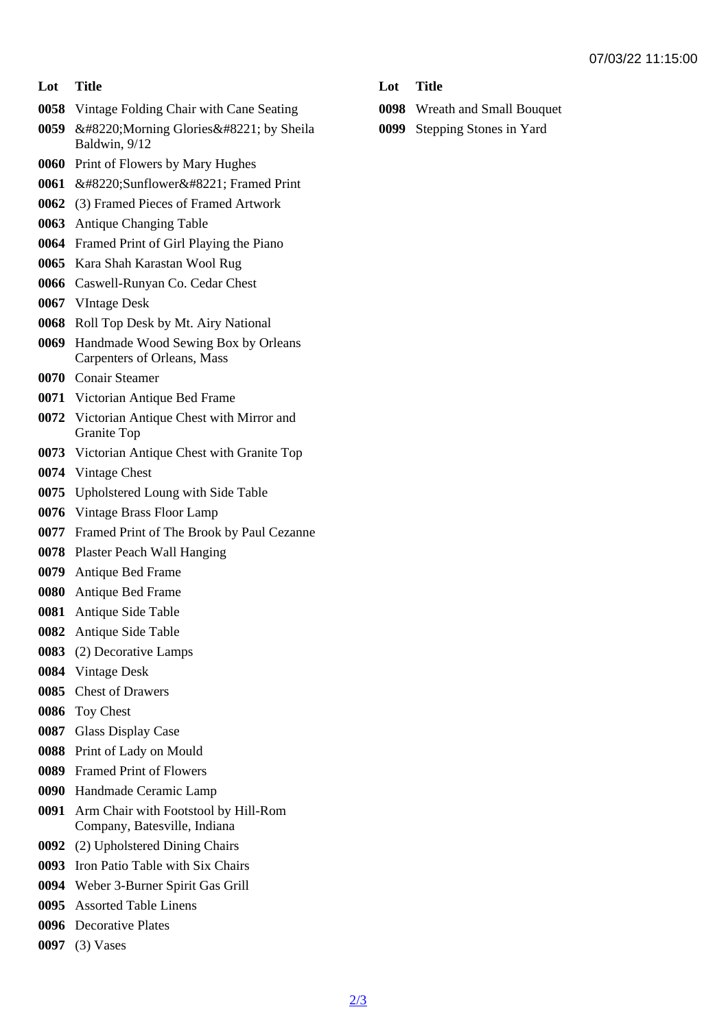| Lot | Title |
| --- | --- |
| 0058 | Vintage Folding Chair with Cane Seating |
| 0059 | &#8220;Morning Glories&#8221; by Sheila Baldwin, 9/12 |
| 0060 | Print of Flowers by Mary Hughes |
| 0061 | &#8220;Sunflower&#8221; Framed Print |
| 0062 | (3) Framed Pieces of Framed Artwork |
| 0063 | Antique Changing Table |
| 0064 | Framed Print of Girl Playing the Piano |
| 0065 | Kara Shah Karastan Wool Rug |
| 0066 | Caswell-Runyan Co. Cedar Chest |
| 0067 | VIntage Desk |
| 0068 | Roll Top Desk by Mt. Airy National |
| 0069 | Handmade Wood Sewing Box by Orleans Carpenters of Orleans, Mass |
| 0070 | Conair Steamer |
| 0071 | Victorian Antique Bed Frame |
| 0072 | Victorian Antique Chest with Mirror and Granite Top |
| 0073 | Victorian Antique Chest with Granite Top |
| 0074 | Vintage Chest |
| 0075 | Upholstered Loung with Side Table |
| 0076 | Vintage Brass Floor Lamp |
| 0077 | Framed Print of The Brook by Paul Cezanne |
| 0078 | Plaster Peach Wall Hanging |
| 0079 | Antique Bed Frame |
| 0080 | Antique Bed Frame |
| 0081 | Antique Side Table |
| 0082 | Antique Side Table |
| 0083 | (2) Decorative Lamps |
| 0084 | Vintage Desk |
| 0085 | Chest of Drawers |
| 0086 | Toy Chest |
| 0087 | Glass Display Case |
| 0088 | Print of Lady on Mould |
| 0089 | Framed Print of Flowers |
| 0090 | Handmade Ceramic Lamp |
| 0091 | Arm Chair with Footstool by Hill-Rom Company, Batesville, Indiana |
| 0092 | (2) Upholstered Dining Chairs |
| 0093 | Iron Patio Table with Six Chairs |
| 0094 | Weber 3-Burner Spirit Gas Grill |
| 0095 | Assorted Table Linens |
| 0096 | Decorative Plates |
| 0097 | (3) Vases |
| 0098 | Wreath and Small Bouquet |
| 0099 | Stepping Stones in Yard |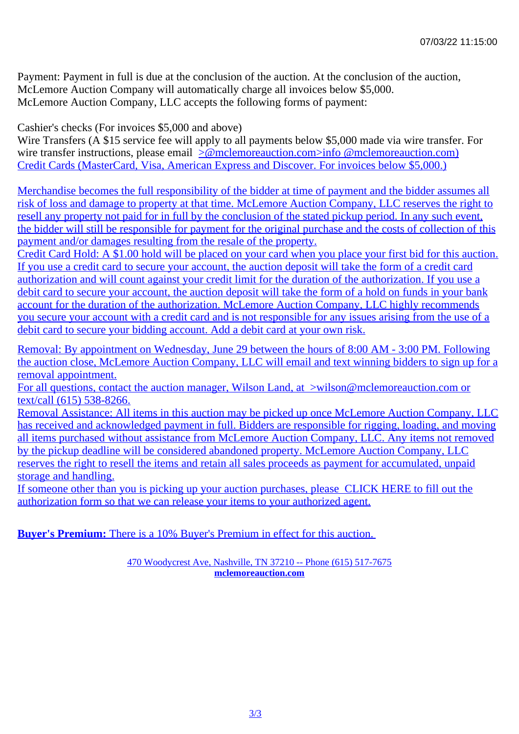Payment: Payment in full is due at the conclusion of the auction. At the conclusion of the auction, McLemore Auction Company will automatically charge all invoices below $5,000.
McLemore Auction Company, LLC accepts the following forms of payment:

Cashier's checks (For invoices $5,000 and above)
Wire Transfers (A $15 service fee will apply to all payments below $5,000 made via wire transfer. For wire transfer instructions, please email >@mclemoreauction.com>info @mclemoreauction.com)
Credit Cards (MasterCard, Visa, American Express and Discover. For invoices below $5,000.)

Merchandise becomes the full responsibility of the bidder at time of payment and the bidder assumes all risk of loss and damage to property at that time. McLemore Auction Company, LLC reserves the right to resell any property not paid for in full by the conclusion of the stated pickup period. In any such event, the bidder will still be responsible for payment for the original purchase and the costs of collection of this payment and/or damages resulting from the resale of the property.
Credit Card Hold: A $1.00 hold will be placed on your card when you place your first bid for this auction. If you use a credit card to secure your account, the auction deposit will take the form of a credit card authorization and will count against your credit limit for the duration of the authorization. If you use a debit card to secure your account, the auction deposit will take the form of a hold on funds in your bank account for the duration of the authorization. McLemore Auction Company, LLC highly recommends you secure your account with a credit card and is not responsible for any issues arising from the use of a debit card to secure your bidding account. Add a debit card at your own risk.

Removal: By appointment on Wednesday, June 29 between the hours of 8:00 AM - 3:00 PM. Following the auction close, McLemore Auction Company, LLC will email and text winning bidders to sign up for a removal appointment.
For all questions, contact the auction manager, Wilson Land, at >wilson@mclemoreauction.com or text/call (615) 538-8266.
Removal Assistance: All items in this auction may be picked up once McLemore Auction Company, LLC has received and acknowledged payment in full. Bidders are responsible for rigging, loading, and moving all items purchased without assistance from McLemore Auction Company, LLC. Any items not removed by the pickup deadline will be considered abandoned property. McLemore Auction Company, LLC reserves the right to resell the items and retain all sales proceeds as payment for accumulated, unpaid storage and handling.
If someone other than you is picking up your auction purchases, please CLICK HERE to fill out the authorization form so that we can release your items to your authorized agent.

**Buyer's Premium:** There is a 10% Buyer's Premium in effect for this auction.

470 Woodycrest Ave, Nashville, TN 37210 -- Phone (615) 517-7675
**mclemoreauction.com**